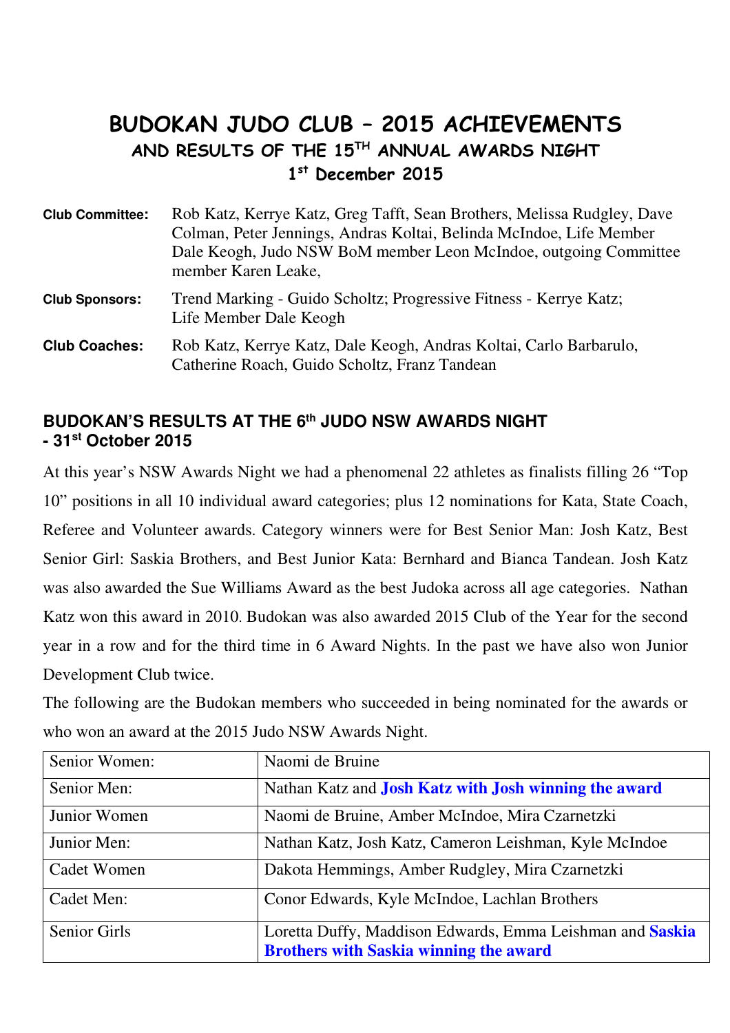# BUDOKAN JUDO CLUB – 2015 ACHIEVEMENTS

## AND RESULTS OF THE 15TH ANNUAL AWARDS NIGHT

## 1st December 2015

**Club Committee:** Rob Katz, Kerrye Katz, Greg Tafft, Sean Brothers, Melissa Rudgley, Dave Colman, Peter Jennings, Andras Koltai, Belinda McIndoe, Life Member Dale Keogh, Judo NSW BoM member Leon McIndoe, outgoing Committee member Karen Leake,

**Club Sponsors:** Trend Marking - Guido Scholtz; Progressive Fitness - Kerrye Katz; Life Member Dale Keogh

**Club Coaches:** Rob Katz, Kerrye Katz, Dale Keogh, Andras Koltai, Carlo Barbarulo, Catherine Roach, Guido Scholtz, Franz Tandean

### BUDOKAN'S RESULTS AT THE 6th JUDO NSW AWARDS NIGHT - 31st October 2015

At this year's NSW Awards Night we had a phenomenal 22 athletes as finalists filling 26 "Top 10" positions in all 10 individual award categories; plus 12 nominations for Kata, State Coach, Referee and Volunteer awards. Category winners were for Best Senior Man: Josh Katz, Best Senior Girl: Saskia Brothers, and Best Junior Kata: Bernhard and Bianca Tandean. Josh Katz was also awarded the Sue Williams Award as the best Judoka across all age categories. Nathan Katz won this award in 2010. Budokan was also awarded 2015 Club of the Year for the second year in a row and for the third time in 6 Award Nights. In the past we have also won Junior Development Club twice.

The following are the Budokan members who succeeded in being nominated for the awards or who won an award at the 2015 Judo NSW Awards Night.

| | |
|---|---|
| Senior Women: | Naomi de Bruine |
| Senior Men: | Nathan Katz and **Josh Katz with Josh winning the award** |
| Junior Women | Naomi de Bruine, Amber McIndoe, Mira Czarnetzki |
| Junior Men: | Nathan Katz, Josh Katz, Cameron Leishman, Kyle McIndoe |
| Cadet Women | Dakota Hemmings, Amber Rudgley, Mira Czarnetzki |
| Cadet Men: | Conor Edwards, Kyle McIndoe, Lachlan Brothers |
| Senior Girls | Loretta Duffy, Maddison Edwards, Emma Leishman and **Saskia Brothers with Saskia winning the award** |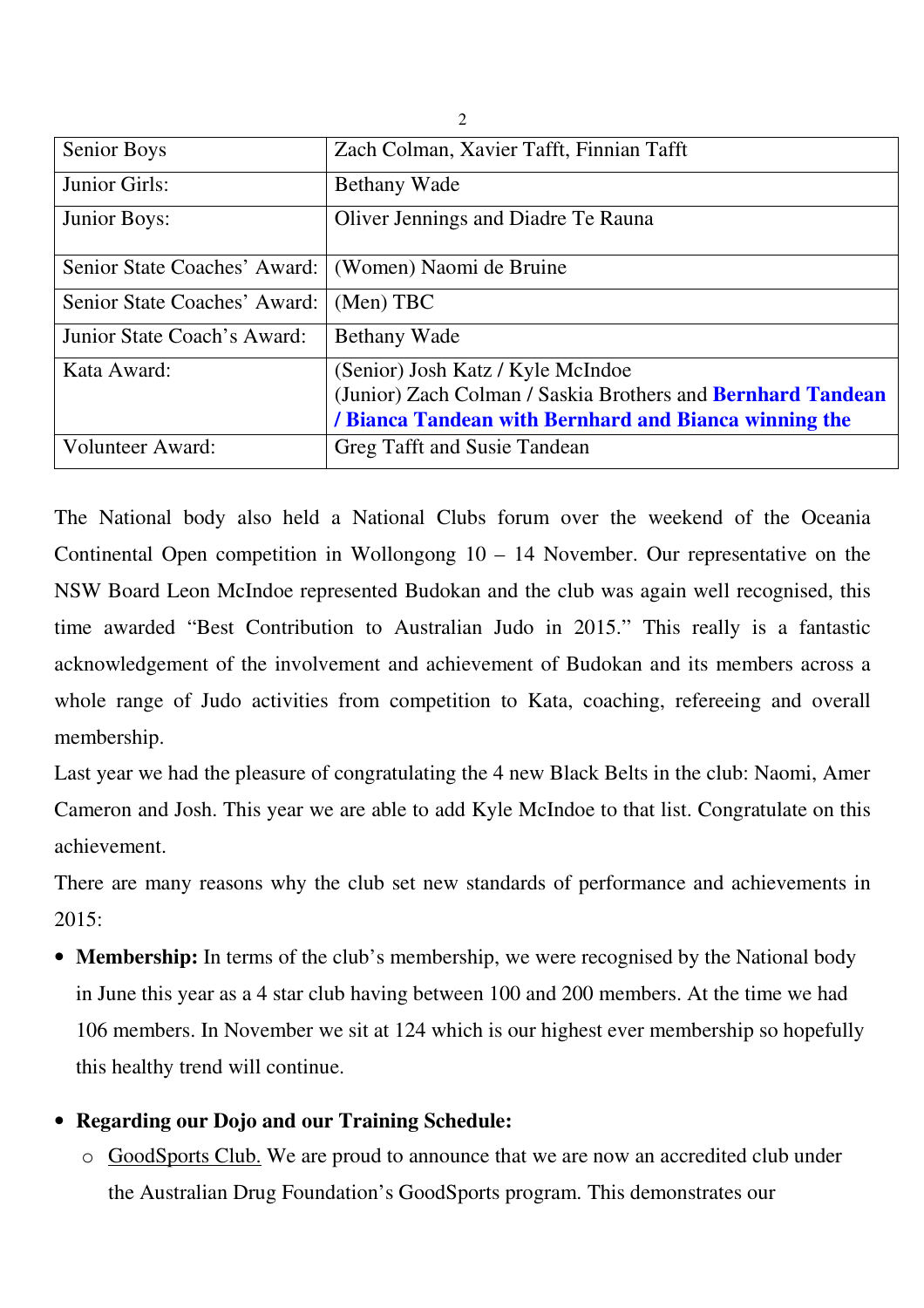| Senior Boys | Zach Colman, Xavier Tafft, Finnian Tafft |
|---|---|
| Junior Girls: | Bethany Wade |
| Junior Boys: | Oliver Jennings and Diadre Te Rauna |
| Senior State Coaches' Award: | (Women) Naomi de Bruine |
| Senior State Coaches' Award: | (Men) TBC |
| Junior State Coach's Award: | Bethany Wade |
| Kata Award: | (Senior) Josh Katz / Kyle McIndoe<br>(Junior) Zach Colman / Saskia Brothers and **Bernhard Tandean / Bianca Tandean with Bernhard and Bianca winning the** |
| Volunteer Award: | Greg Tafft and Susie Tandean |

The National body also held a National Clubs forum over the weekend of the Oceania Continental Open competition in Wollongong 10 – 14 November. Our representative on the NSW Board Leon McIndoe represented Budokan and the club was again well recognised, this time awarded "Best Contribution to Australian Judo in 2015." This really is a fantastic acknowledgement of the involvement and achievement of Budokan and its members across a whole range of Judo activities from competition to Kata, coaching, refereeing and overall membership.

Last year we had the pleasure of congratulating the 4 new Black Belts in the club: Naomi, Amer Cameron and Josh. This year we are able to add Kyle McIndoe to that list. Congratulate on this achievement.

There are many reasons why the club set new standards of performance and achievements in 2015:

- **Membership:** In terms of the club's membership, we were recognised by the National body in June this year as a 4 star club having between 100 and 200 members. At the time we had 106 members. In November we sit at 124 which is our highest ever membership so hopefully this healthy trend will continue.

- **Regarding our Dojo and our Training Schedule:**
  - GoodSports Club. We are proud to announce that we are now an accredited club under the Australian Drug Foundation's GoodSports program. This demonstrates our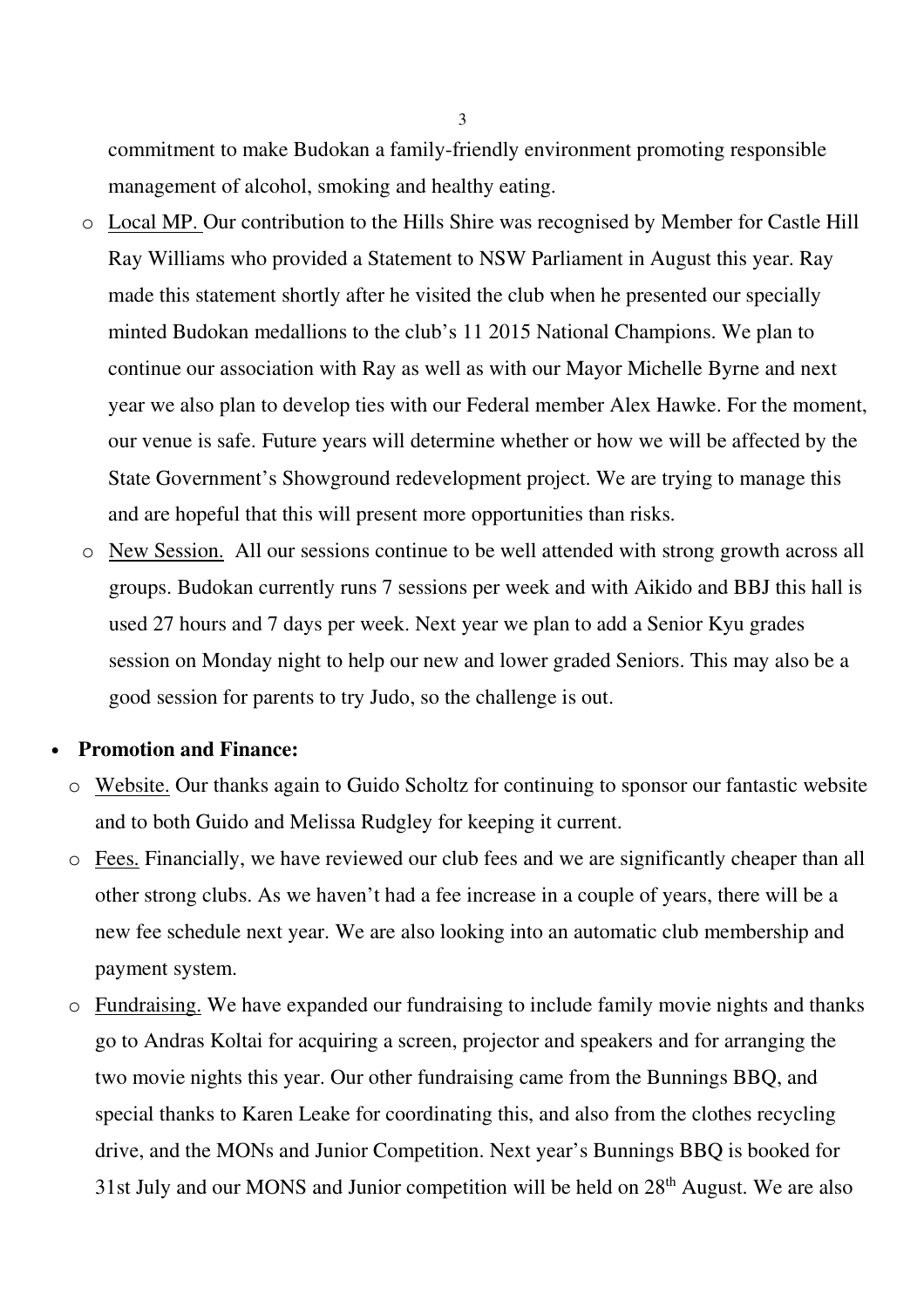commitment to make Budokan a family-friendly environment promoting responsible management of alcohol, smoking and healthy eating.

- Local MP. Our contribution to the Hills Shire was recognised by Member for Castle Hill Ray Williams who provided a Statement to NSW Parliament in August this year. Ray made this statement shortly after he visited the club when he presented our specially minted Budokan medallions to the club's 11 2015 National Champions. We plan to continue our association with Ray as well as with our Mayor Michelle Byrne and next year we also plan to develop ties with our Federal member Alex Hawke. For the moment, our venue is safe. Future years will determine whether or how we will be affected by the State Government's Showground redevelopment project. We are trying to manage this and are hopeful that this will present more opportunities than risks.
- New Session. All our sessions continue to be well attended with strong growth across all groups. Budokan currently runs 7 sessions per week and with Aikido and BBJ this hall is used 27 hours and 7 days per week. Next year we plan to add a Senior Kyu grades session on Monday night to help our new and lower graded Seniors. This may also be a good session for parents to try Judo, so the challenge is out.

- **Promotion and Finance:**
  - Website. Our thanks again to Guido Scholtz for continuing to sponsor our fantastic website and to both Guido and Melissa Rudgley for keeping it current.
  - Fees. Financially, we have reviewed our club fees and we are significantly cheaper than all other strong clubs. As we haven't had a fee increase in a couple of years, there will be a new fee schedule next year. We are also looking into an automatic club membership and payment system.
  - Fundraising. We have expanded our fundraising to include family movie nights and thanks go to Andras Koltai for acquiring a screen, projector and speakers and for arranging the two movie nights this year. Our other fundraising came from the Bunnings BBQ, and special thanks to Karen Leake for coordinating this, and also from the clothes recycling drive, and the MONs and Junior Competition. Next year's Bunnings BBQ is booked for 31st July and our MONS and Junior competition will be held on 28th August. We are also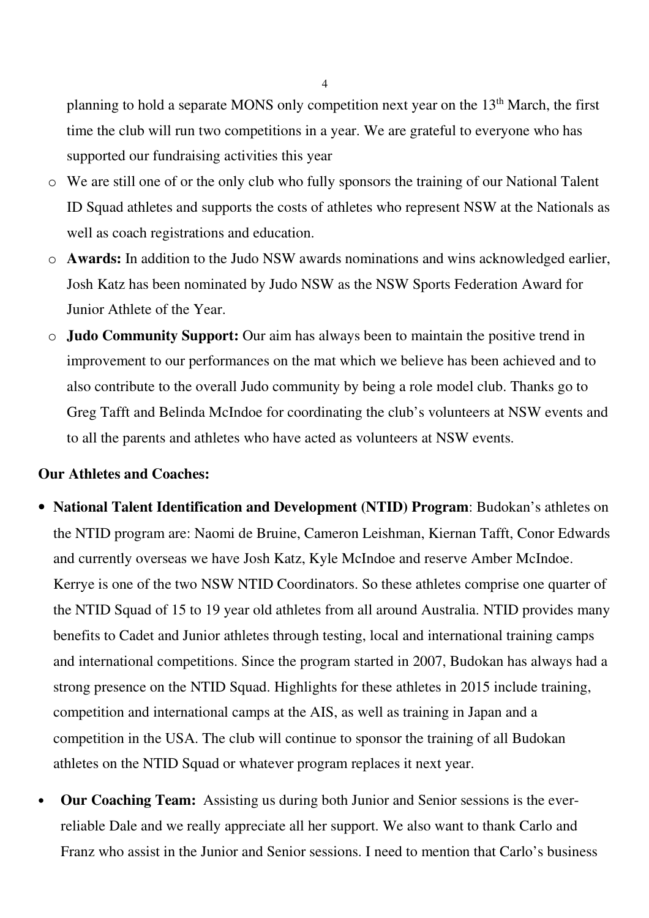planning to hold a separate MONS only competition next year on the 13th March, the first time the club will run two competitions in a year. We are grateful to everyone who has supported our fundraising activities this year

- We are still one of or the only club who fully sponsors the training of our National Talent ID Squad athletes and supports the costs of athletes who represent NSW at the Nationals as well as coach registrations and education.
- **Awards:** In addition to the Judo NSW awards nominations and wins acknowledged earlier, Josh Katz has been nominated by Judo NSW as the NSW Sports Federation Award for Junior Athlete of the Year.
- **Judo Community Support:** Our aim has always been to maintain the positive trend in improvement to our performances on the mat which we believe has been achieved and to also contribute to the overall Judo community by being a role model club. Thanks go to Greg Tafft and Belinda McIndoe for coordinating the club's volunteers at NSW events and to all the parents and athletes who have acted as volunteers at NSW events.

**Our Athletes and Coaches:**

- **National Talent Identification and Development (NTID) Program**: Budokan's athletes on the NTID program are: Naomi de Bruine, Cameron Leishman, Kiernan Tafft, Conor Edwards and currently overseas we have Josh Katz, Kyle McIndoe and reserve Amber McIndoe. Kerrye is one of the two NSW NTID Coordinators. So these athletes comprise one quarter of the NTID Squad of 15 to 19 year old athletes from all around Australia. NTID provides many benefits to Cadet and Junior athletes through testing, local and international training camps and international competitions. Since the program started in 2007, Budokan has always had a strong presence on the NTID Squad. Highlights for these athletes in 2015 include training, competition and international camps at the AIS, as well as training in Japan and a competition in the USA. The club will continue to sponsor the training of all Budokan athletes on the NTID Squad or whatever program replaces it next year.

- **Our Coaching Team:** Assisting us during both Junior and Senior sessions is the ever-reliable Dale and we really appreciate all her support. We also want to thank Carlo and Franz who assist in the Junior and Senior sessions. I need to mention that Carlo's business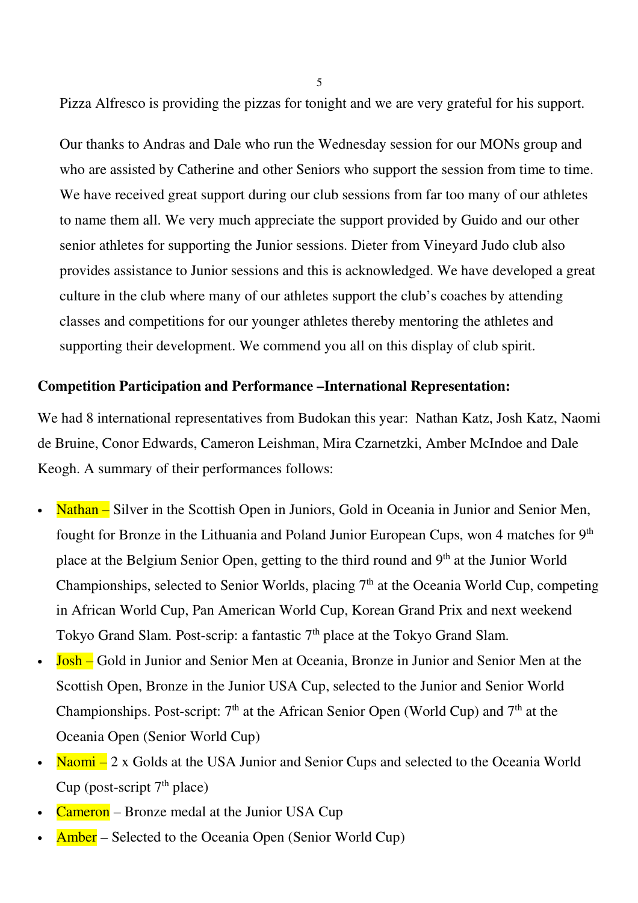Pizza Alfresco is providing the pizzas for tonight and we are very grateful for his support.

Our thanks to Andras and Dale who run the Wednesday session for our MONs group and who are assisted by Catherine and other Seniors who support the session from time to time. We have received great support during our club sessions from far too many of our athletes to name them all. We very much appreciate the support provided by Guido and our other senior athletes for supporting the Junior sessions. Dieter from Vineyard Judo club also provides assistance to Junior sessions and this is acknowledged. We have developed a great culture in the club where many of our athletes support the club's coaches by attending classes and competitions for our younger athletes thereby mentoring the athletes and supporting their development. We commend you all on this display of club spirit.

**Competition Participation and Performance –International Representation:**

We had 8 international representatives from Budokan this year: Nathan Katz, Josh Katz, Naomi de Bruine, Conor Edwards, Cameron Leishman, Mira Czarnetzki, Amber McIndoe and Dale Keogh. A summary of their performances follows:

- Nathan – Silver in the Scottish Open in Juniors, Gold in Oceania in Junior and Senior Men, fought for Bronze in the Lithuania and Poland Junior European Cups, won 4 matches for 9th place at the Belgium Senior Open, getting to the third round and 9th at the Junior World Championships, selected to Senior Worlds, placing 7th at the Oceania World Cup, competing in African World Cup, Pan American World Cup, Korean Grand Prix and next weekend Tokyo Grand Slam. Post-scrip: a fantastic 7th place at the Tokyo Grand Slam.
- Josh – Gold in Junior and Senior Men at Oceania, Bronze in Junior and Senior Men at the Scottish Open, Bronze in the Junior USA Cup, selected to the Junior and Senior World Championships. Post-script: 7th at the African Senior Open (World Cup) and 7th at the Oceania Open (Senior World Cup)
- Naomi – 2 x Golds at the USA Junior and Senior Cups and selected to the Oceania World Cup (post-script 7th place)
- Cameron – Bronze medal at the Junior USA Cup
- Amber – Selected to the Oceania Open (Senior World Cup)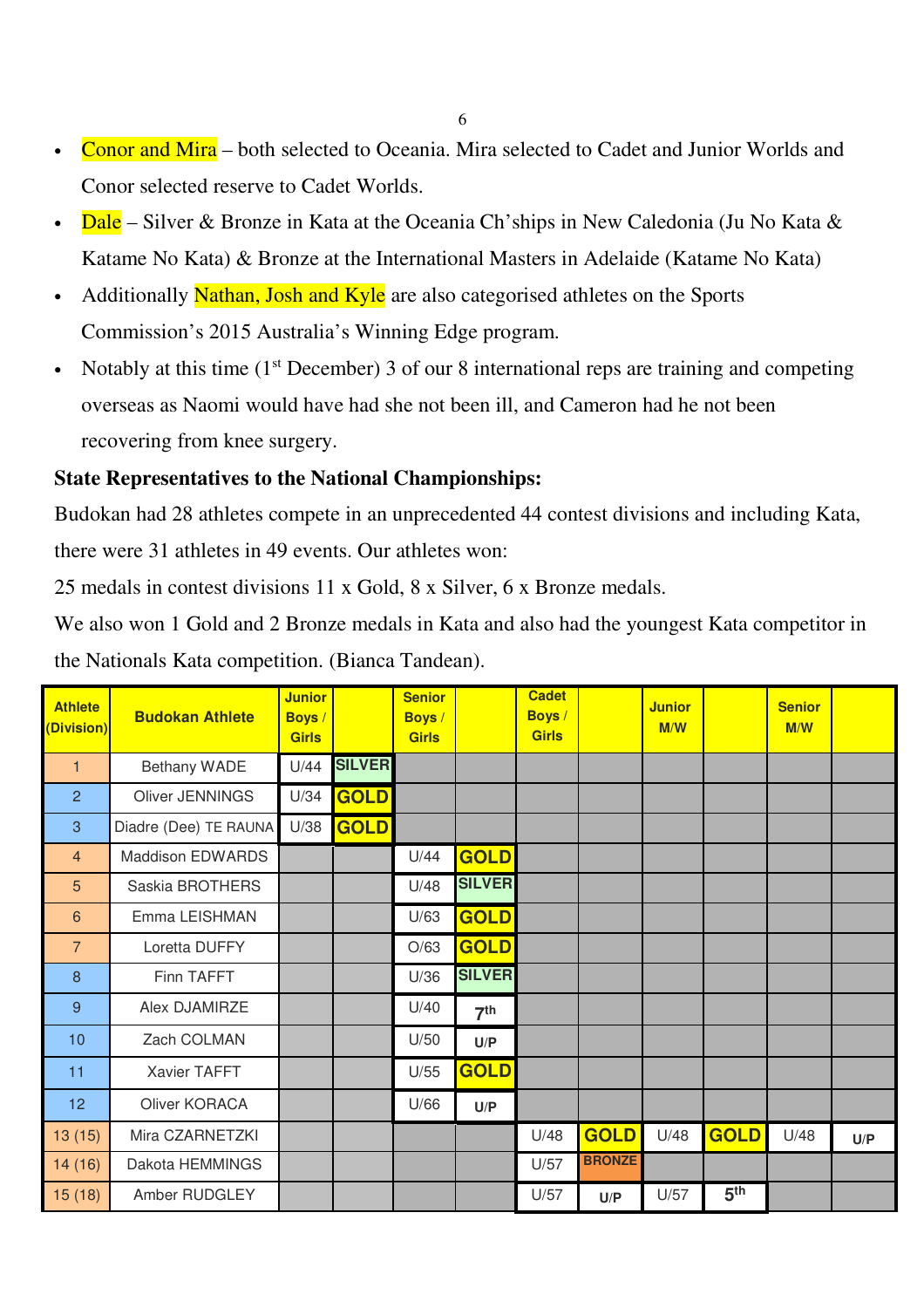- Conor and Mira – both selected to Oceania. Mira selected to Cadet and Junior Worlds and Conor selected reserve to Cadet Worlds.
- Dale – Silver & Bronze in Kata at the Oceania Ch'ships in New Caledonia (Ju No Kata & Katame No Kata) & Bronze at the International Masters in Adelaide (Katame No Kata)
- Additionally Nathan, Josh and Kyle are also categorised athletes on the Sports Commission's 2015 Australia's Winning Edge program.
- Notably at this time (1st December) 3 of our 8 international reps are training and competing overseas as Naomi would have had she not been ill, and Cameron had he not been recovering from knee surgery.

**State Representatives to the National Championships:**

Budokan had 28 athletes compete in an unprecedented 44 contest divisions and including Kata, there were 31 athletes in 49 events. Our athletes won:

25 medals in contest divisions 11 x Gold, 8 x Silver, 6 x Bronze medals.

We also won 1 Gold and 2 Bronze medals in Kata and also had the youngest Kata competitor in the Nationals Kata competition. (Bianca Tandean).

| Athlete (Division) | Budokan Athlete | Junior Boys / Girls | | Senior Boys / Girls | | Cadet Boys / Girls | | Junior M/W | | Senior M/W | |
|---|---|---|---|---|---|---|---|---|---|---|---|
| 1 | Bethany WADE | U/44 | SILVER | | | | | | | | |
| 2 | Oliver JENNINGS | U/34 | GOLD | | | | | | | | |
| 3 | Diadre (Dee) TE RAUNA | U/38 | GOLD | | | | | | | | |
| 4 | Maddison EDWARDS | | | U/44 | GOLD | | | | | | |
| 5 | Saskia BROTHERS | | | U/48 | SILVER | | | | | | |
| 6 | Emma LEISHMAN | | | U/63 | GOLD | | | | | | |
| 7 | Loretta DUFFY | | | O/63 | GOLD | | | | | | |
| 8 | Finn TAFFT | | | U/36 | SILVER | | | | | | |
| 9 | Alex DJAMIRZE | | | U/40 | 7th | | | | | | |
| 10 | Zach COLMAN | | | U/50 | U/P | | | | | | |
| 11 | Xavier TAFFT | | | U/55 | GOLD | | | | | | |
| 12 | Oliver KORACA | | | U/66 | U/P | | | | | | |
| 13 (15) | Mira CZARNETZKI | | | | | U/48 | GOLD | U/48 | GOLD | U/48 | U/P |
| 14 (16) | Dakota HEMMINGS | | | | | U/57 | BRONZE | | | | |
| 15 (18) | Amber RUDGLEY | | | | | U/57 | U/P | U/57 | 5th | | |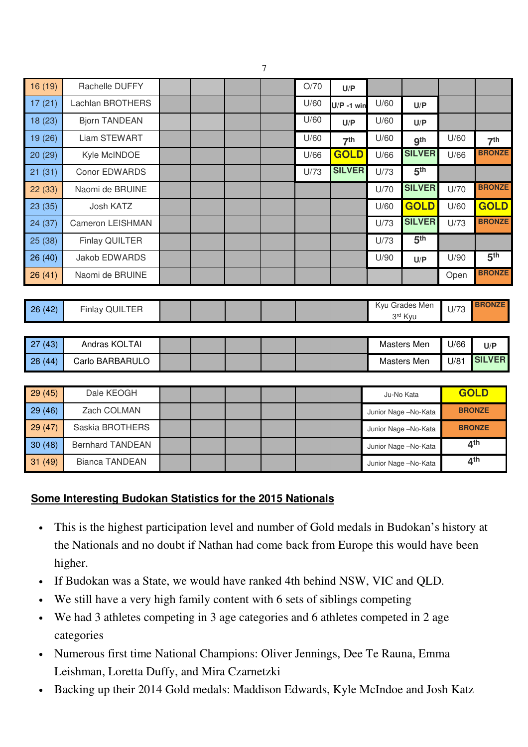| | | | | | | | | | | | |
|---|---|---|---|---|---|---|---|---|---|---|---|
| 16 (19) | Rachelle DUFFY | | | | | O/70 | U/P | | | | |
| 17 (21) | Lachlan BROTHERS | | | | | U/60 | U/P -1 win | U/60 | U/P | | |
| 18 (23) | Bjorn TANDEAN | | | | | U/60 | U/P | U/60 | U/P | | |
| 19 (26) | Liam STEWART | | | | | U/60 | 7th | U/60 | 9th | U/60 | 7th |
| 20 (29) | Kyle McINDOE | | | | | U/66 | GOLD | U/66 | SILVER | U/66 | BRONZE |
| 21 (31) | Conor EDWARDS | | | | | U/73 | SILVER | U/73 | 5th | | |
| 22 (33) | Naomi de BRUINE | | | | | | | U/70 | SILVER | U/70 | BRONZE |
| 23 (35) | Josh KATZ | | | | | | | U/60 | GOLD | U/60 | GOLD |
| 24 (37) | Cameron LEISHMAN | | | | | | | U/73 | SILVER | U/73 | BRONZE |
| 25 (38) | Finlay QUILTER | | | | | | | U/73 | 5th | | |
| 26 (40) | Jakob EDWARDS | | | | | | | U/90 | U/P | U/90 | 5th |
| 26 (41) | Naomi de BRUINE | | | | | | | | | Open | BRONZE |

| | | | | | | | | | | |
|---|---|---|---|---|---|---|---|---|---|---|
| 26 (42) | Finlay QUILTER | | | | | | | Kyu Grades Men 3rd Kyu | U/73 | BRONZE |

| | | | | | | | | | | |
|---|---|---|---|---|---|---|---|---|---|---|
| 27 (43) | Andras KOLTAI | | | | | | | Masters Men | U/66 | U/P |
| 28 (44) | Carlo BARBARULO | | | | | | | Masters Men | U/81 | SILVER |

| | | | | | | | | | |
|---|---|---|---|---|---|---|---|---|---|
| 29 (45) | Dale KEOGH | | | | | | | Ju-No Kata | GOLD |
| 29 (46) | Zach COLMAN | | | | | | | Junior Nage –No-Kata | BRONZE |
| 29 (47) | Saskia BROTHERS | | | | | | | Junior Nage –No-Kata | BRONZE |
| 30 (48) | Bernhard TANDEAN | | | | | | | Junior Nage –No-Kata | 4th |
| 31 (49) | Bianca TANDEAN | | | | | | | Junior Nage –No-Kata | 4th |

## Some Interesting Budokan Statistics for the 2015 Nationals

- This is the highest participation level and number of Gold medals in Budokan's history at the Nationals and no doubt if Nathan had come back from Europe this would have been higher.
- If Budokan was a State, we would have ranked 4th behind NSW, VIC and QLD.
- We still have a very high family content with 6 sets of siblings competing
- We had 3 athletes competing in 3 age categories and 6 athletes competed in 2 age categories
- Numerous first time National Champions: Oliver Jennings, Dee Te Rauna, Emma Leishman, Loretta Duffy, and Mira Czarnetzki
- Backing up their 2014 Gold medals: Maddison Edwards, Kyle McIndoe and Josh Katz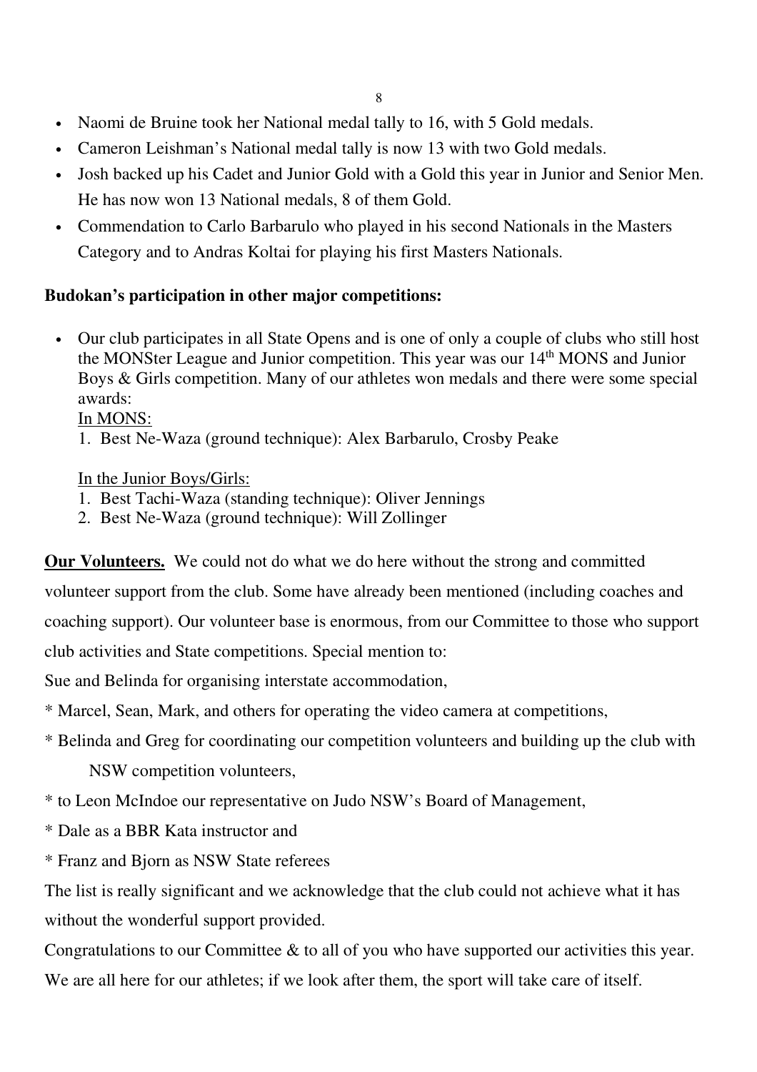- Naomi de Bruine took her National medal tally to 16, with 5 Gold medals.
- Cameron Leishman's National medal tally is now 13 with two Gold medals.
- Josh backed up his Cadet and Junior Gold with a Gold this year in Junior and Senior Men. He has now won 13 National medals, 8 of them Gold.
- Commendation to Carlo Barbarulo who played in his second Nationals in the Masters Category and to Andras Koltai for playing his first Masters Nationals.

**Budokan's participation in other major competitions:**

- Our club participates in all State Opens and is one of only a couple of clubs who still host the MONSter League and Junior competition. This year was our 14th MONS and Junior Boys & Girls competition. Many of our athletes won medals and there were some special awards:

  In MONS:

  1. Best Ne-Waza (ground technique): Alex Barbarulo, Crosby Peake

  In the Junior Boys/Girls:

  1. Best Tachi-Waza (standing technique): Oliver Jennings
  2. Best Ne-Waza (ground technique): Will Zollinger

**Our Volunteers.** We could not do what we do here without the strong and committed volunteer support from the club. Some have already been mentioned (including coaches and coaching support). Our volunteer base is enormous, from our Committee to those who support club activities and State competitions. Special mention to:

Sue and Belinda for organising interstate accommodation,

\* Marcel, Sean, Mark, and others for operating the video camera at competitions,

\* Belinda and Greg for coordinating our competition volunteers and building up the club with NSW competition volunteers,

\* to Leon McIndoe our representative on Judo NSW's Board of Management,

\* Dale as a BBR Kata instructor and

\* Franz and Bjorn as NSW State referees

The list is really significant and we acknowledge that the club could not achieve what it has without the wonderful support provided.

Congratulations to our Committee & to all of you who have supported our activities this year. We are all here for our athletes; if we look after them, the sport will take care of itself.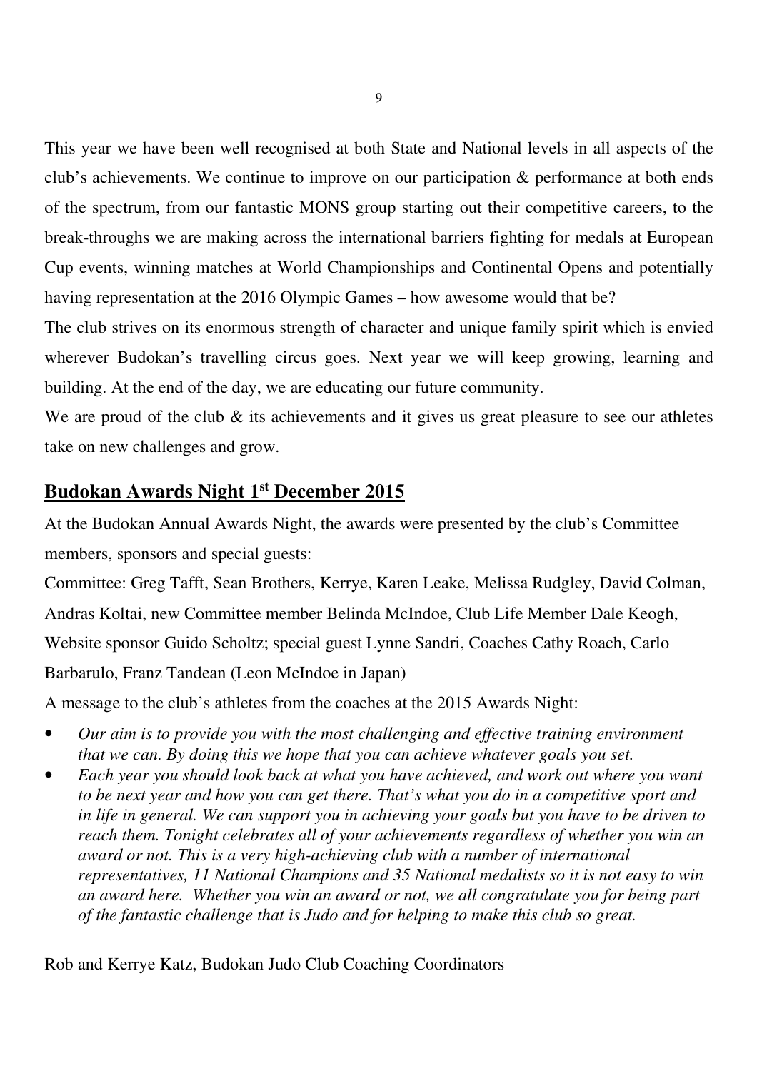This year we have been well recognised at both State and National levels in all aspects of the club's achievements. We continue to improve on our participation & performance at both ends of the spectrum, from our fantastic MONS group starting out their competitive careers, to the break-throughs we are making across the international barriers fighting for medals at European Cup events, winning matches at World Championships and Continental Opens and potentially having representation at the 2016 Olympic Games – how awesome would that be?

The club strives on its enormous strength of character and unique family spirit which is envied wherever Budokan's travelling circus goes. Next year we will keep growing, learning and building. At the end of the day, we are educating our future community.

We are proud of the club & its achievements and it gives us great pleasure to see our athletes take on new challenges and grow.

## Budokan Awards Night 1st December 2015

At the Budokan Annual Awards Night, the awards were presented by the club's Committee members, sponsors and special guests:

Committee: Greg Tafft, Sean Brothers, Kerrye, Karen Leake, Melissa Rudgley, David Colman, Andras Koltai, new Committee member Belinda McIndoe, Club Life Member Dale Keogh, Website sponsor Guido Scholtz; special guest Lynne Sandri, Coaches Cathy Roach, Carlo Barbarulo, Franz Tandean (Leon McIndoe in Japan)

A message to the club's athletes from the coaches at the 2015 Awards Night:

- *Our aim is to provide you with the most challenging and effective training environment that we can. By doing this we hope that you can achieve whatever goals you set.*
- *Each year you should look back at what you have achieved, and work out where you want to be next year and how you can get there. That's what you do in a competitive sport and in life in general. We can support you in achieving your goals but you have to be driven to reach them. Tonight celebrates all of your achievements regardless of whether you win an award or not. This is a very high-achieving club with a number of international representatives, 11 National Champions and 35 National medalists so it is not easy to win an award here. Whether you win an award or not, we all congratulate you for being part of the fantastic challenge that is Judo and for helping to make this club so great.*

Rob and Kerrye Katz, Budokan Judo Club Coaching Coordinators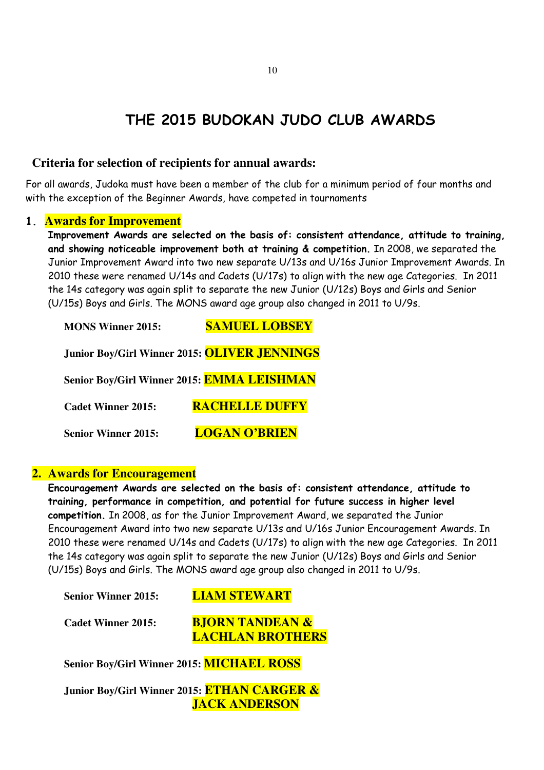# THE 2015 BUDOKAN JUDO CLUB AWARDS

## Criteria for selection of recipients for annual awards:

For all awards, Judoka must have been a member of the club for a minimum period of four months and with the exception of the Beginner Awards, have competed in tournaments

### 1. Awards for Improvement

**Improvement Awards are selected on the basis of: consistent attendance, attitude to training, and showing noticeable improvement both at training & competition.** In 2008, we separated the Junior Improvement Award into two new separate U/13s and U/16s Junior Improvement Awards. In 2010 these were renamed U/14s and Cadets (U/17s) to align with the new age Categories. In 2011 the 14s category was again split to separate the new Junior (U/12s) Boys and Girls and Senior (U/15s) Boys and Girls. The MONS award age group also changed in 2011 to U/9s.

**MONS Winner 2015:** **SAMUEL LOBSEY**

**Junior Boy/Girl Winner 2015:** **OLIVER JENNINGS**

**Senior Boy/Girl Winner 2015:** **EMMA LEISHMAN**

**Cadet Winner 2015:** **RACHELLE DUFFY**

**Senior Winner 2015:** **LOGAN O'BRIEN**

### 2. Awards for Encouragement

**Encouragement Awards are selected on the basis of: consistent attendance, attitude to training, performance in competition, and potential for future success in higher level competition.** In 2008, as for the Junior Improvement Award, we separated the Junior Encouragement Award into two new separate U/13s and U/16s Junior Encouragement Awards. In 2010 these were renamed U/14s and Cadets (U/17s) to align with the new age Categories. In 2011 the 14s category was again split to separate the new Junior (U/12s) Boys and Girls and Senior (U/15s) Boys and Girls. The MONS award age group also changed in 2011 to U/9s.

**Senior Winner 2015:** **LIAM STEWART**

**Cadet Winner 2015:** **BJORN TANDEAN & LACHLAN BROTHERS**

**Senior Boy/Girl Winner 2015:** **MICHAEL ROSS**

**Junior Boy/Girl Winner 2015:** **ETHAN CARGER & JACK ANDERSON**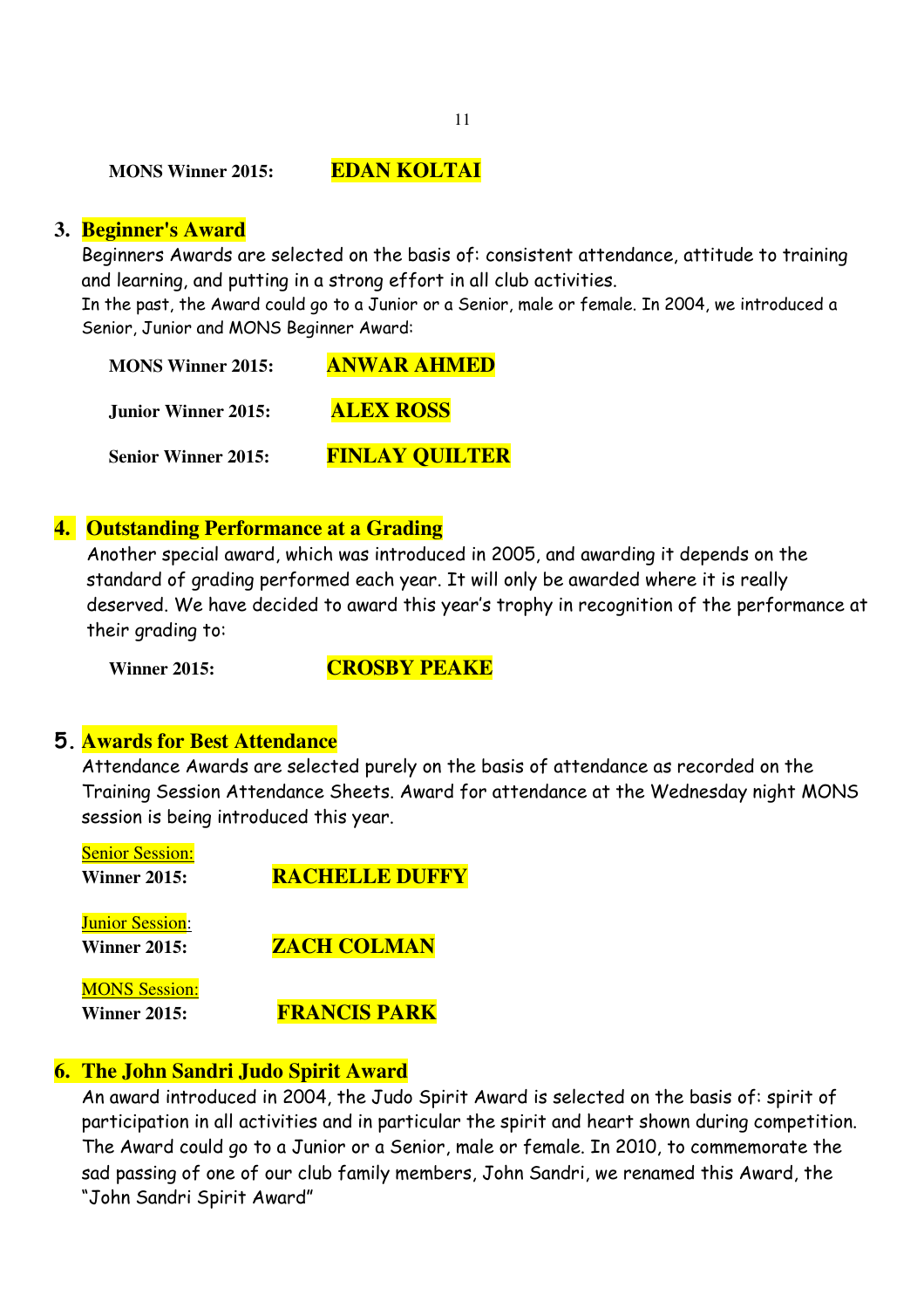**MONS Winner 2015:** **EDAN KOLTAI**

## 3. Beginner's Award

Beginners Awards are selected on the basis of: consistent attendance, attitude to training and learning, and putting in a strong effort in all club activities.

In the past, the Award could go to a Junior or a Senior, male or female. In 2004, we introduced a Senior, Junior and MONS Beginner Award:

**MONS Winner 2015:** **ANWAR AHMED**

**Junior Winner 2015:** **ALEX ROSS**

**Senior Winner 2015:** **FINLAY QUILTER**

## 4. Outstanding Performance at a Grading

Another special award, which was introduced in 2005, and awarding it depends on the standard of grading performed each year. It will only be awarded where it is really deserved. We have decided to award this year's trophy in recognition of the performance at their grading to:

**Winner 2015:** **CROSBY PEAKE**

## 5. Awards for Best Attendance

Attendance Awards are selected purely on the basis of attendance as recorded on the Training Session Attendance Sheets. Award for attendance at the Wednesday night MONS session is being introduced this year.

Senior Session:
**Winner 2015:** **RACHELLE DUFFY**

Junior Session:
**Winner 2015:** **ZACH COLMAN**

MONS Session:
**Winner 2015:** **FRANCIS PARK**

## 6. The John Sandri Judo Spirit Award

An award introduced in 2004, the Judo Spirit Award is selected on the basis of: spirit of participation in all activities and in particular the spirit and heart shown during competition. The Award could go to a Junior or a Senior, male or female. In 2010, to commemorate the sad passing of one of our club family members, John Sandri, we renamed this Award, the "John Sandri Spirit Award"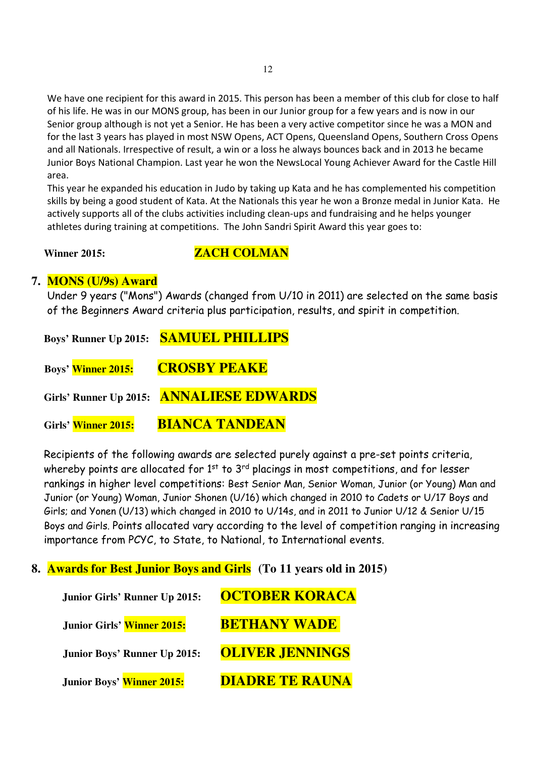We have one recipient for this award in 2015. This person has been a member of this club for close to half of his life. He was in our MONS group, has been in our Junior group for a few years and is now in our Senior group although is not yet a Senior. He has been a very active competitor since he was a MON and for the last 3 years has played in most NSW Opens, ACT Opens, Queensland Opens, Southern Cross Opens and all Nationals. Irrespective of result, a win or a loss he always bounces back and in 2013 he became Junior Boys National Champion. Last year he won the NewsLocal Young Achiever Award for the Castle Hill area.

This year he expanded his education in Judo by taking up Kata and he has complemented his competition skills by being a good student of Kata. At the Nationals this year he won a Bronze medal in Junior Kata. He actively supports all of the clubs activities including clean-ups and fundraising and he helps younger athletes during training at competitions. The John Sandri Spirit Award this year goes to:

**Winner 2015:** **ZACH COLMAN**

## 7. MONS (U/9s) Award

Under 9 years ("Mons") Awards (changed from U/10 in 2011) are selected on the same basis of the Beginners Award criteria plus participation, results, and spirit in competition.

**Boys' Runner Up 2015:** **SAMUEL PHILLIPS**

**Boys' Winner 2015:** **CROSBY PEAKE**

**Girls' Runner Up 2015:** **ANNALIESE EDWARDS**

**Girls' Winner 2015:** **BIANCA TANDEAN**

Recipients of the following awards are selected purely against a pre-set points criteria, whereby points are allocated for 1st to 3rd placings in most competitions, and for lesser rankings in higher level competitions: Best Senior Man, Senior Woman, Junior (or Young) Man and Junior (or Young) Woman, Junior Shonen (U/16) which changed in 2010 to Cadets or U/17 Boys and Girls; and Yonen (U/13) which changed in 2010 to U/14s, and in 2011 to Junior U/12 & Senior U/15 Boys and Girls. Points allocated vary according to the level of competition ranging in increasing importance from PCYC, to State, to National, to International events.

## 8. Awards for Best Junior Boys and Girls (To 11 years old in 2015)

**Junior Girls' Runner Up 2015:** **OCTOBER KORACA**

**Junior Girls' Winner 2015:** **BETHANY WADE**

**Junior Boys' Runner Up 2015:** **OLIVER JENNINGS**

**Junior Boys' Winner 2015:** **DIADRE TE RAUNA**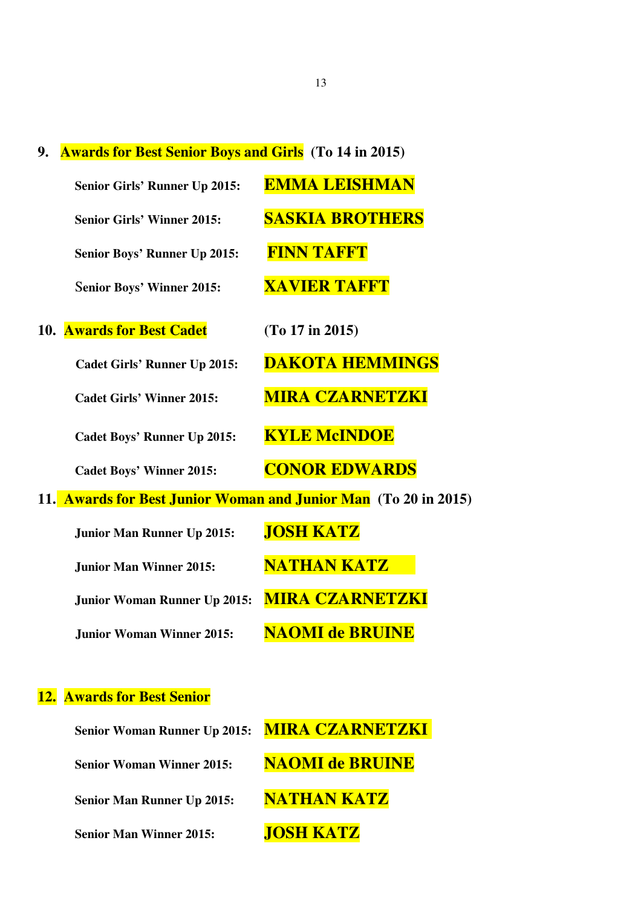## 9. Awards for Best Senior Boys and Girls (To 14 in 2015)

**Senior Girls' Runner Up 2015:** **EMMA LEISHMAN**

**Senior Girls' Winner 2015:** **SASKIA BROTHERS**

**Senior Boys' Runner Up 2015:** **FINN TAFFT**

**Senior Boys' Winner 2015:** **XAVIER TAFFT**

## 10. Awards for Best Cadet (To 17 in 2015)

**Cadet Girls' Runner Up 2015:** **DAKOTA HEMMINGS**

**Cadet Girls' Winner 2015:** **MIRA CZARNETZKI**

**Cadet Boys' Runner Up 2015:** **KYLE McINDOE**

**Cadet Boys' Winner 2015:** **CONOR EDWARDS**

## 11. Awards for Best Junior Woman and Junior Man (To 20 in 2015)

**Junior Man Runner Up 2015:** **JOSH KATZ**

**Junior Man Winner 2015:** **NATHAN KATZ**

**Junior Woman Runner Up 2015:** **MIRA CZARNETZKI**

**Junior Woman Winner 2015:** **NAOMI de BRUINE**

## 12. Awards for Best Senior

**Senior Woman Runner Up 2015:** **MIRA CZARNETZKI**

**Senior Woman Winner 2015:** **NAOMI de BRUINE**

**Senior Man Runner Up 2015:** **NATHAN KATZ**

**Senior Man Winner 2015:** **JOSH KATZ**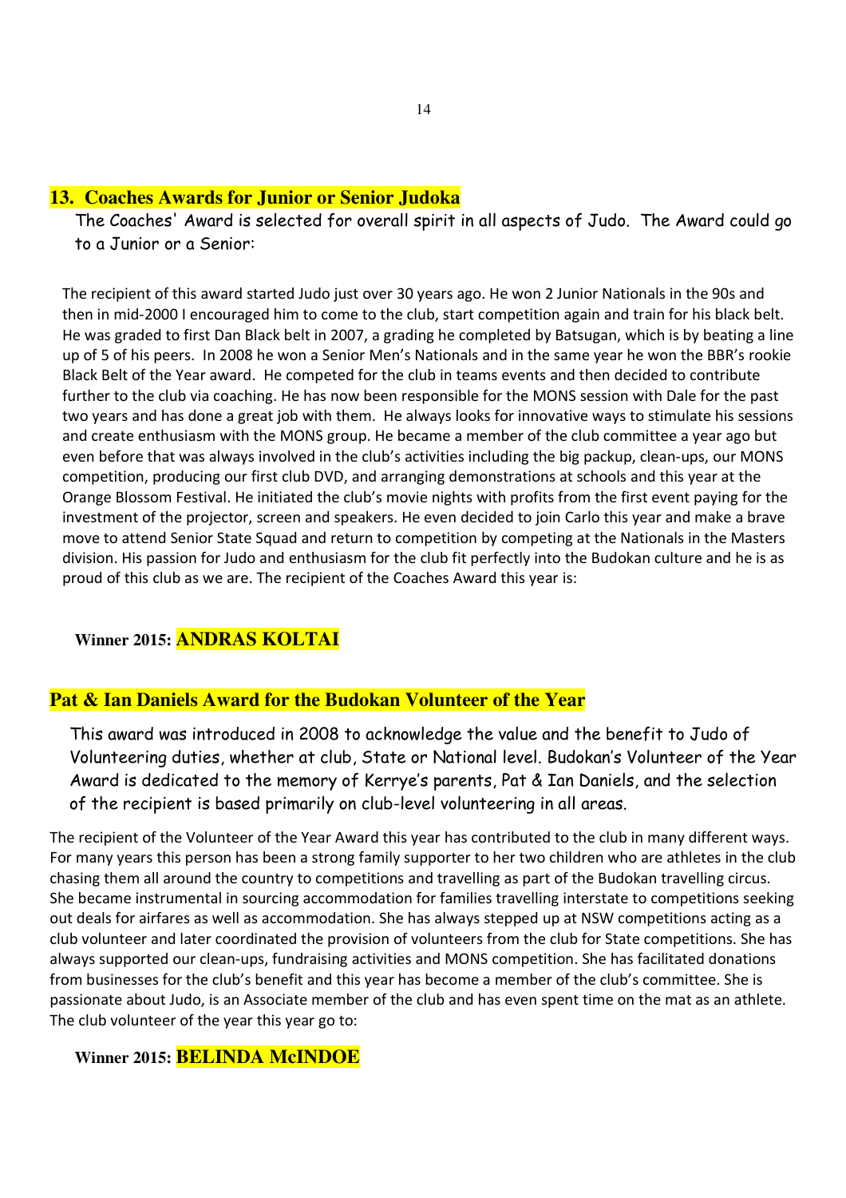## 13. Coaches Awards for Junior or Senior Judoka

The Coaches' Award is selected for overall spirit in all aspects of Judo. The Award could go to a Junior or a Senior:

The recipient of this award started Judo just over 30 years ago. He won 2 Junior Nationals in the 90s and then in mid-2000 I encouraged him to come to the club, start competition again and train for his black belt. He was graded to first Dan Black belt in 2007, a grading he completed by Batsugan, which is by beating a line up of 5 of his peers. In 2008 he won a Senior Men's Nationals and in the same year he won the BBR's rookie Black Belt of the Year award. He competed for the club in teams events and then decided to contribute further to the club via coaching. He has now been responsible for the MONS session with Dale for the past two years and has done a great job with them. He always looks for innovative ways to stimulate his sessions and create enthusiasm with the MONS group. He became a member of the club committee a year ago but even before that was always involved in the club's activities including the big packup, clean-ups, our MONS competition, producing our first club DVD, and arranging demonstrations at schools and this year at the Orange Blossom Festival. He initiated the club's movie nights with profits from the first event paying for the investment of the projector, screen and speakers. He even decided to join Carlo this year and make a brave move to attend Senior State Squad and return to competition by competing at the Nationals in the Masters division. His passion for Judo and enthusiasm for the club fit perfectly into the Budokan culture and he is as proud of this club as we are. The recipient of the Coaches Award this year is:

**Winner 2015: ANDRAS KOLTAI**

## Pat & Ian Daniels Award for the Budokan Volunteer of the Year

This award was introduced in 2008 to acknowledge the value and the benefit to Judo of Volunteering duties, whether at club, State or National level. Budokan's Volunteer of the Year Award is dedicated to the memory of Kerrye's parents, Pat & Ian Daniels, and the selection of the recipient is based primarily on club-level volunteering in all areas.

The recipient of the Volunteer of the Year Award this year has contributed to the club in many different ways. For many years this person has been a strong family supporter to her two children who are athletes in the club chasing them all around the country to competitions and travelling as part of the Budokan travelling circus. She became instrumental in sourcing accommodation for families travelling interstate to competitions seeking out deals for airfares as well as accommodation. She has always stepped up at NSW competitions acting as a club volunteer and later coordinated the provision of volunteers from the club for State competitions. She has always supported our clean-ups, fundraising activities and MONS competition. She has facilitated donations from businesses for the club's benefit and this year has become a member of the club's committee. She is passionate about Judo, is an Associate member of the club and has even spent time on the mat as an athlete. The club volunteer of the year this year go to:

**Winner 2015: BELINDA McINDOE**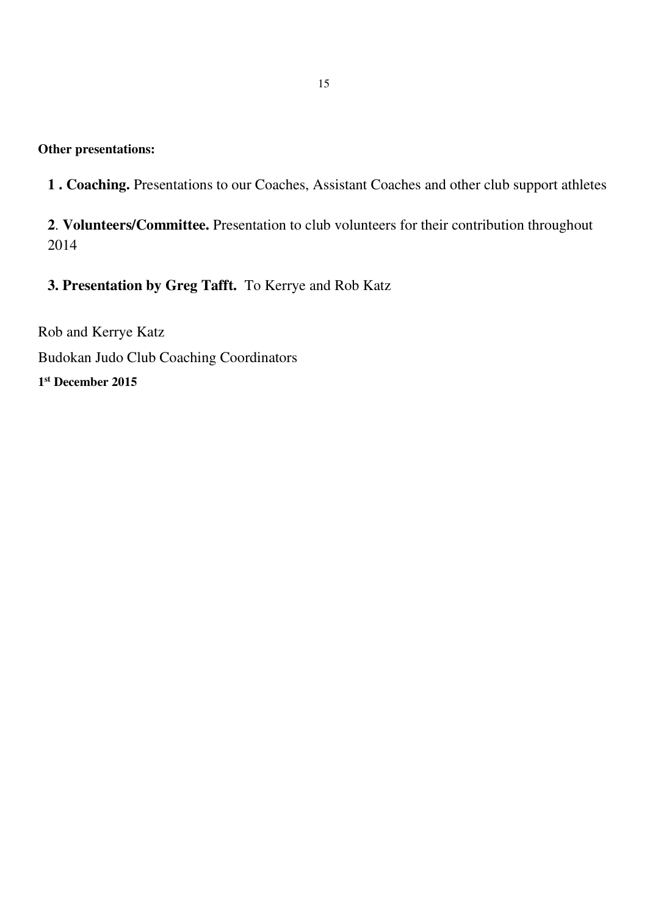**Other presentations:**

**1 . Coaching.** Presentations to our Coaches, Assistant Coaches and other club support athletes

**2**. **Volunteers/Committee.** Presentation to club volunteers for their contribution throughout 2014

**3. Presentation by Greg Tafft.** To Kerrye and Rob Katz

Rob and Kerrye Katz

Budokan Judo Club Coaching Coordinators

**1st December 2015**